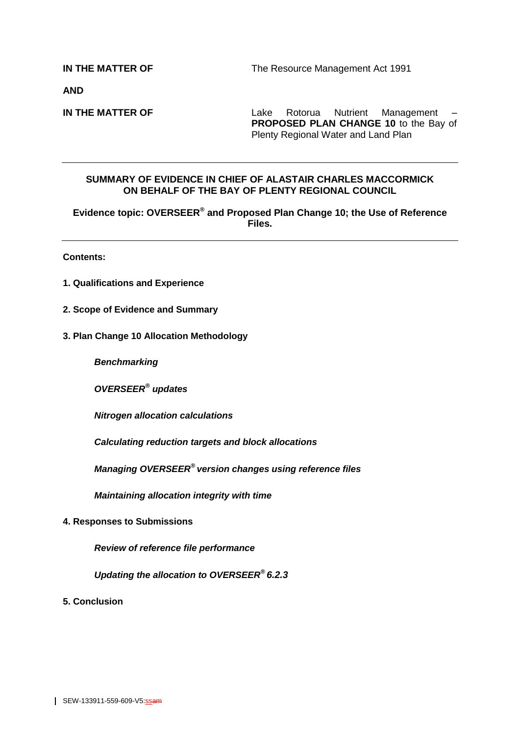**IN THE MATTER OF** The Resource Management Act 1991

**AND**

**IN THE MATTER OF** Lake Rotorua Nutrient Management – **PROPOSED PLAN CHANGE 10** to the Bay of Plenty Regional Water and Land Plan

---

**SUMMARY OF EVIDENCE IN CHIEF OF ALASTAIR CHARLES MACCORMICK ON BEHALF OF THE BAY OF PLENTY REGIONAL COUNCIL**

**Evidence topic: OVERSEER® and Proposed Plan Change 10; the Use of Reference Files.**

---

**Contents:**

**1. Qualifications and Experience**

**2. Scope of Evidence and Summary**

**3. Plan Change 10 Allocation Methodology**

- ***Benchmarking***
- ***OVERSEER® updates***
- ***Nitrogen allocation calculations***
- ***Calculating reduction targets and block allocations***
- ***Managing OVERSEER® version changes using reference files***
- ***Maintaining allocation integrity with time***

**4. Responses to Submissions**

- ***Review of reference file performance***
- ***Updating the allocation to OVERSEER® 6.2.3***

**5. Conclusion**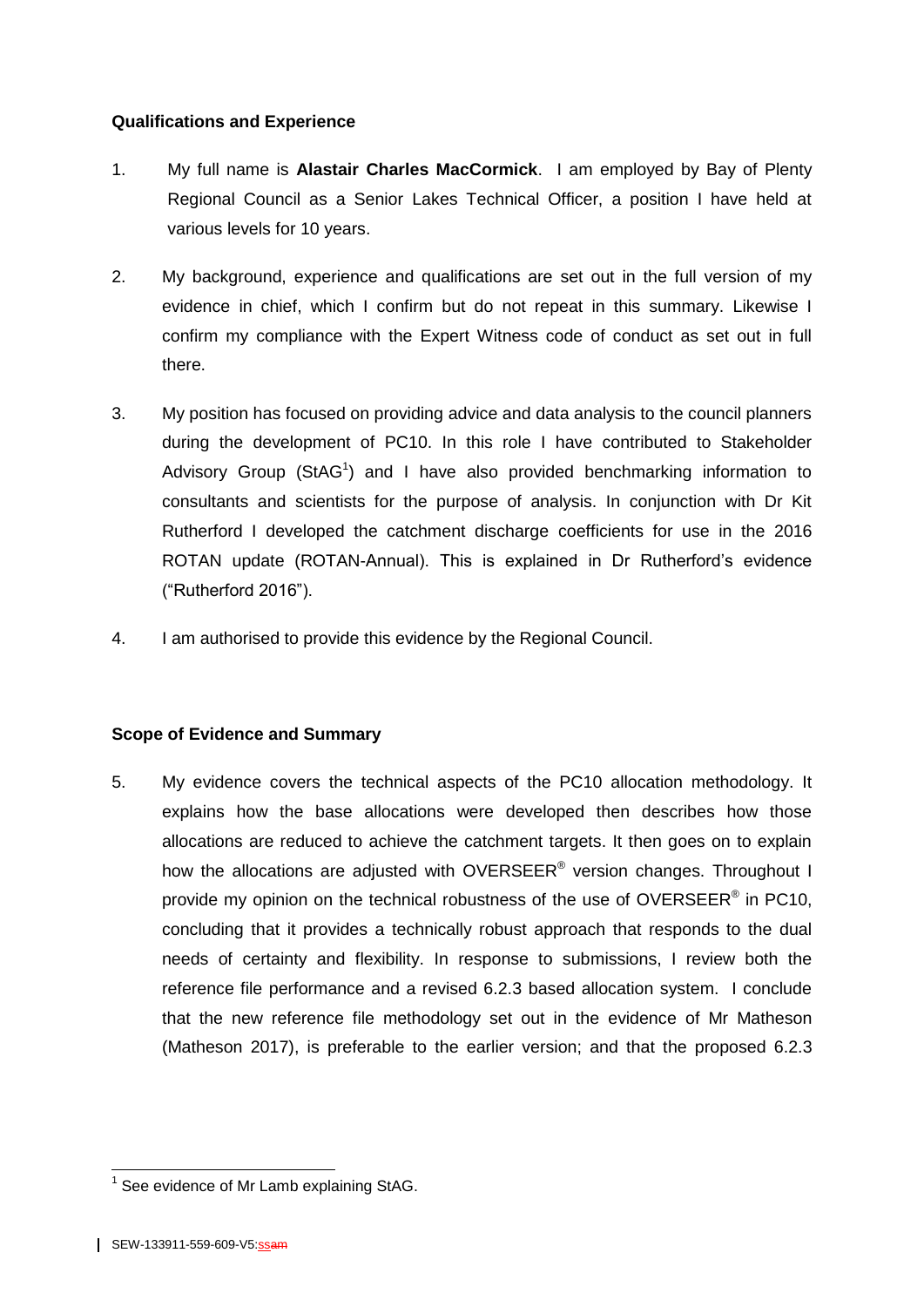**Qualifications and Experience**

1. My full name is **Alastair Charles MacCormick**. I am employed by Bay of Plenty Regional Council as a Senior Lakes Technical Officer, a position I have held at various levels for 10 years.

2. My background, experience and qualifications are set out in the full version of my evidence in chief, which I confirm but do not repeat in this summary. Likewise I confirm my compliance with the Expert Witness code of conduct as set out in full there.

3. My position has focused on providing advice and data analysis to the council planners during the development of PC10. In this role I have contributed to Stakeholder Advisory Group (StAG[1]) and I have also provided benchmarking information to consultants and scientists for the purpose of analysis. In conjunction with Dr Kit Rutherford I developed the catchment discharge coefficients for use in the 2016 ROTAN update (ROTAN-Annual). This is explained in Dr Rutherford's evidence ("Rutherford 2016").

4. I am authorised to provide this evidence by the Regional Council.

**Scope of Evidence and Summary**

5. My evidence covers the technical aspects of the PC10 allocation methodology. It explains how the base allocations were developed then describes how those allocations are reduced to achieve the catchment targets. It then goes on to explain how the allocations are adjusted with OVERSEER® version changes. Throughout I provide my opinion on the technical robustness of the use of OVERSEER® in PC10, concluding that it provides a technically robust approach that responds to the dual needs of certainty and flexibility. In response to submissions, I review both the reference file performance and a revised 6.2.3 based allocation system. I conclude that the new reference file methodology set out in the evidence of Mr Matheson (Matheson 2017), is preferable to the earlier version; and that the proposed 6.2.3

[1] See evidence of Mr Lamb explaining StAG.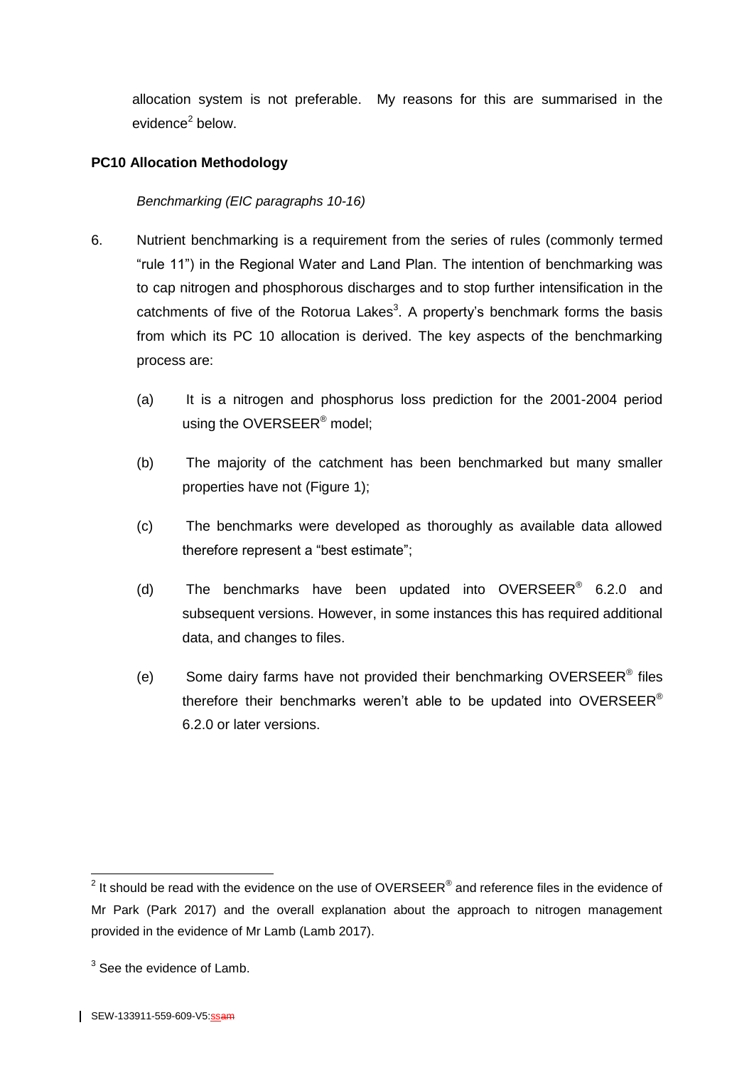allocation system is not preferable. My reasons for this are summarised in the evidence[2] below.

## PC10 Allocation Methodology

*Benchmarking (EIC paragraphs 10-16)*

6. Nutrient benchmarking is a requirement from the series of rules (commonly termed "rule 11") in the Regional Water and Land Plan. The intention of benchmarking was to cap nitrogen and phosphorous discharges and to stop further intensification in the catchments of five of the Rotorua Lakes[3]. A property's benchmark forms the basis from which its PC 10 allocation is derived. The key aspects of the benchmarking process are:

   (a) It is a nitrogen and phosphorus loss prediction for the 2001-2004 period using the OVERSEER® model;

   (b) The majority of the catchment has been benchmarked but many smaller properties have not (Figure 1);

   (c) The benchmarks were developed as thoroughly as available data allowed therefore represent a "best estimate";

   (d) The benchmarks have been updated into OVERSEER® 6.2.0 and subsequent versions. However, in some instances this has required additional data, and changes to files.

   (e) Some dairy farms have not provided their benchmarking OVERSEER® files therefore their benchmarks weren't able to be updated into OVERSEER® 6.2.0 or later versions.

---

[2] It should be read with the evidence on the use of OVERSEER® and reference files in the evidence of Mr Park (Park 2017) and the overall explanation about the approach to nitrogen management provided in the evidence of Mr Lamb (Lamb 2017).

[3] See the evidence of Lamb.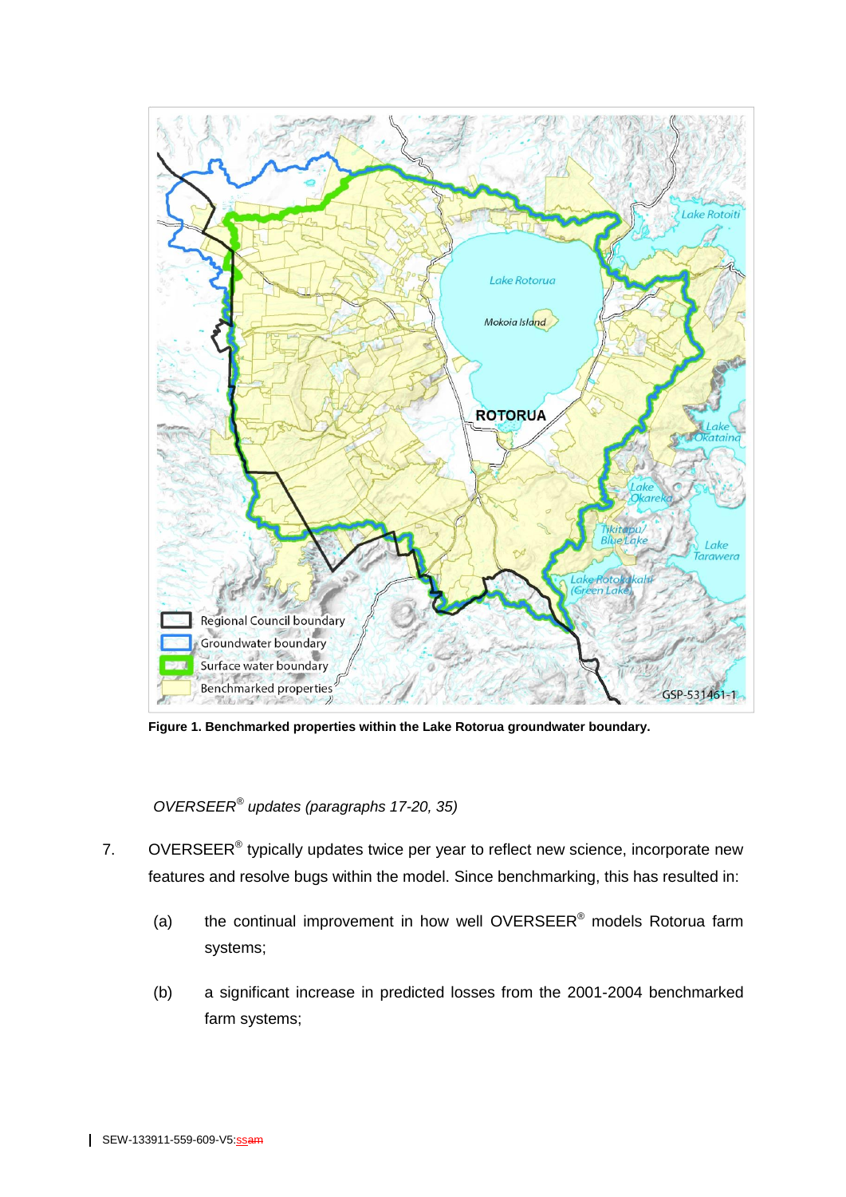**Figure 1. Benchmarked properties within the Lake Rotorua groundwater boundary.**

*OVERSEER® updates (paragraphs 17-20, 35)*

7. OVERSEER® typically updates twice per year to reflect new science, incorporate new features and resolve bugs within the model. Since benchmarking, this has resulted in:

   (a) the continual improvement in how well OVERSEER® models Rotorua farm systems;

   (b) a significant increase in predicted losses from the 2001-2004 benchmarked farm systems;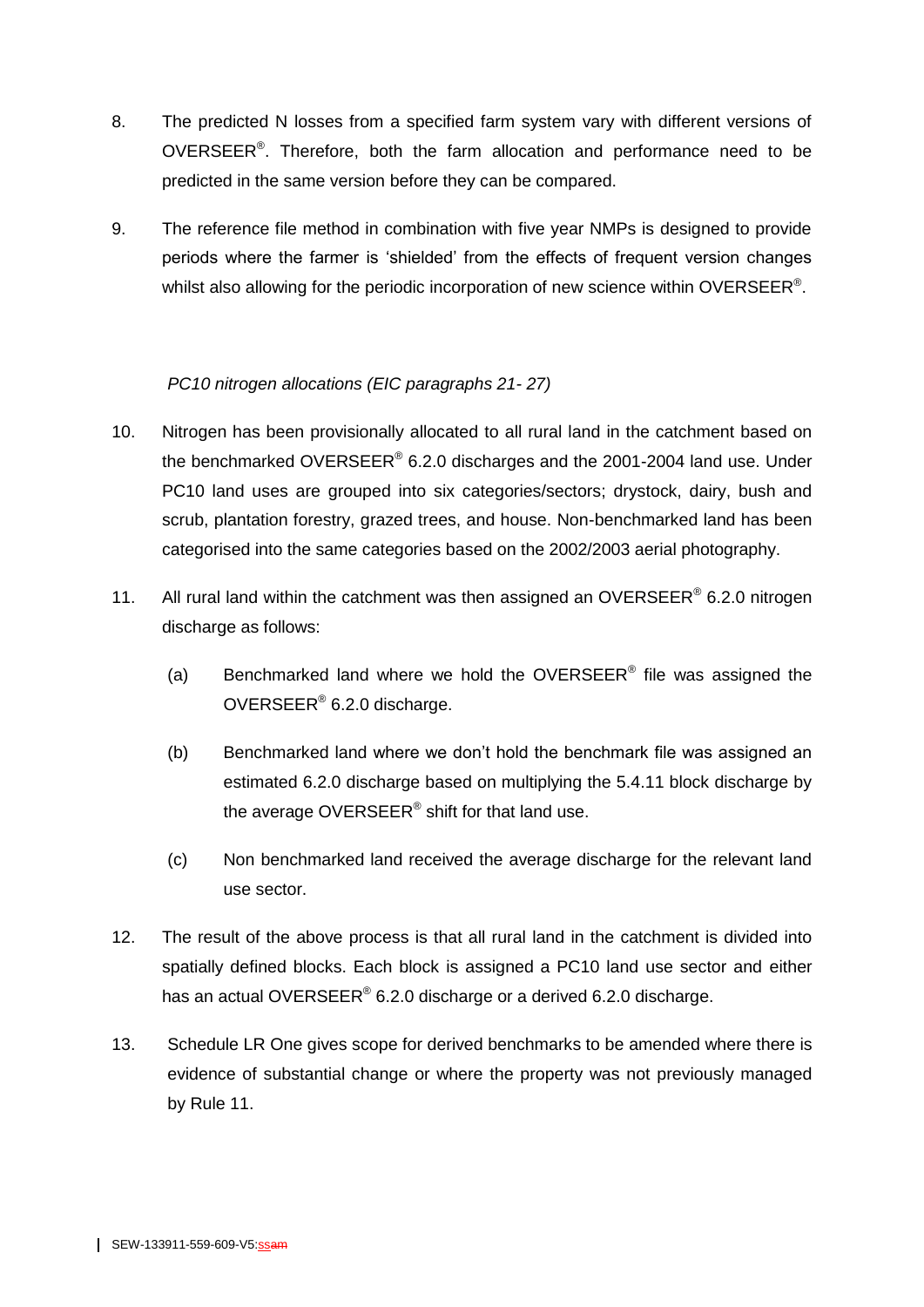8. The predicted N losses from a specified farm system vary with different versions of OVERSEER®. Therefore, both the farm allocation and performance need to be predicted in the same version before they can be compared.

9. The reference file method in combination with five year NMPs is designed to provide periods where the farmer is 'shielded' from the effects of frequent version changes whilst also allowing for the periodic incorporation of new science within OVERSEER®.

*PC10 nitrogen allocations (EIC paragraphs 21- 27)*

10. Nitrogen has been provisionally allocated to all rural land in the catchment based on the benchmarked OVERSEER® 6.2.0 discharges and the 2001-2004 land use. Under PC10 land uses are grouped into six categories/sectors; drystock, dairy, bush and scrub, plantation forestry, grazed trees, and house. Non-benchmarked land has been categorised into the same categories based on the 2002/2003 aerial photography.

11. All rural land within the catchment was then assigned an OVERSEER® 6.2.0 nitrogen discharge as follows:

    (a) Benchmarked land where we hold the OVERSEER® file was assigned the OVERSEER® 6.2.0 discharge.

    (b) Benchmarked land where we don't hold the benchmark file was assigned an estimated 6.2.0 discharge based on multiplying the 5.4.11 block discharge by the average OVERSEER® shift for that land use.

    (c) Non benchmarked land received the average discharge for the relevant land use sector.

12. The result of the above process is that all rural land in the catchment is divided into spatially defined blocks. Each block is assigned a PC10 land use sector and either has an actual OVERSEER® 6.2.0 discharge or a derived 6.2.0 discharge.

13. Schedule LR One gives scope for derived benchmarks to be amended where there is evidence of substantial change or where the property was not previously managed by Rule 11.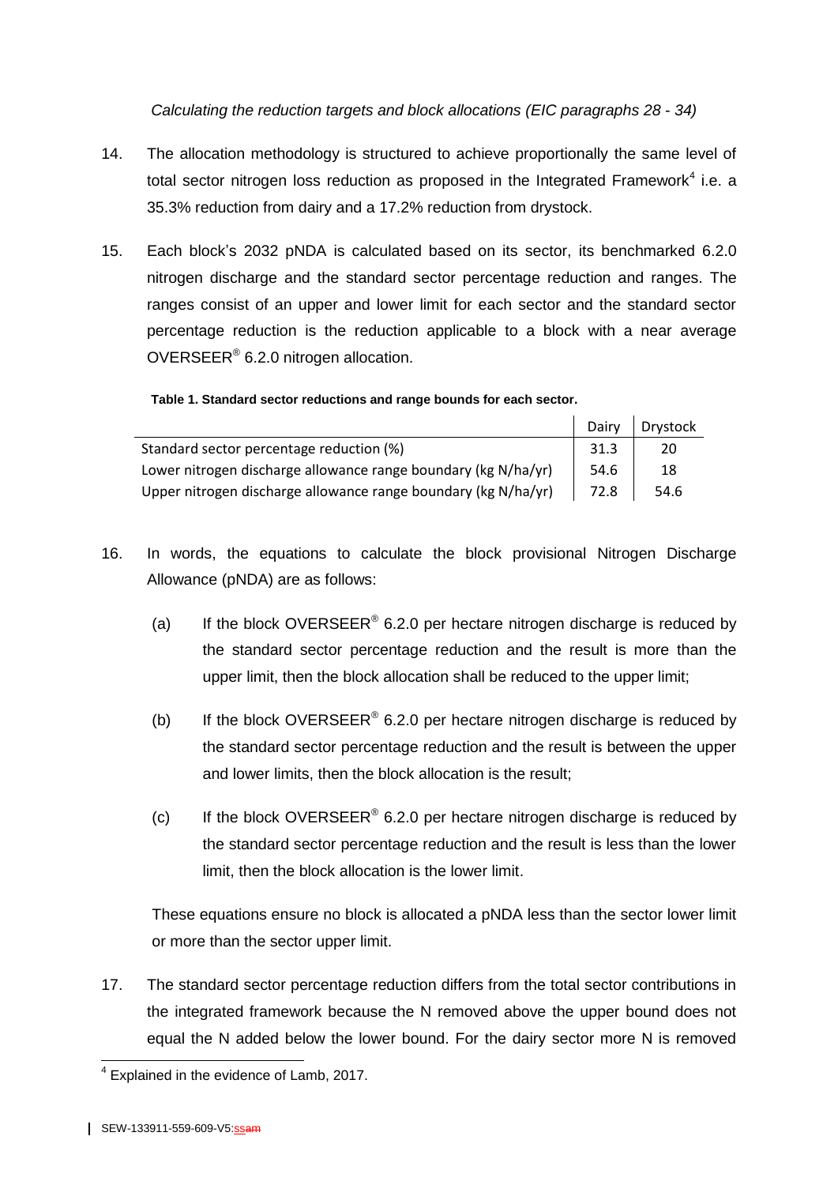*Calculating the reduction targets and block allocations (EIC paragraphs 28 - 34)*

14. The allocation methodology is structured to achieve proportionally the same level of total sector nitrogen loss reduction as proposed in the Integrated Framework[4] i.e. a 35.3% reduction from dairy and a 17.2% reduction from drystock.

15. Each block's 2032 pNDA is calculated based on its sector, its benchmarked 6.2.0 nitrogen discharge and the standard sector percentage reduction and ranges. The ranges consist of an upper and lower limit for each sector and the standard sector percentage reduction is the reduction applicable to a block with a near average OVERSEER® 6.2.0 nitrogen allocation.

**Table 1. Standard sector reductions and range bounds for each sector.**

| | Dairy | Drystock |
|---|---|---|
| Standard sector percentage reduction (%) | 31.3 | 20 |
| Lower nitrogen discharge allowance range boundary (kg N/ha/yr) | 54.6 | 18 |
| Upper nitrogen discharge allowance range boundary (kg N/ha/yr) | 72.8 | 54.6 |

16. In words, the equations to calculate the block provisional Nitrogen Discharge Allowance (pNDA) are as follows:

    (a) If the block OVERSEER® 6.2.0 per hectare nitrogen discharge is reduced by the standard sector percentage reduction and the result is more than the upper limit, then the block allocation shall be reduced to the upper limit;

    (b) If the block OVERSEER® 6.2.0 per hectare nitrogen discharge is reduced by the standard sector percentage reduction and the result is between the upper and lower limits, then the block allocation is the result;

    (c) If the block OVERSEER® 6.2.0 per hectare nitrogen discharge is reduced by the standard sector percentage reduction and the result is less than the lower limit, then the block allocation is the lower limit.

    These equations ensure no block is allocated a pNDA less than the sector lower limit or more than the sector upper limit.

17. The standard sector percentage reduction differs from the total sector contributions in the integrated framework because the N removed above the upper bound does not equal the N added below the lower bound. For the dairy sector more N is removed

[4] Explained in the evidence of Lamb, 2017.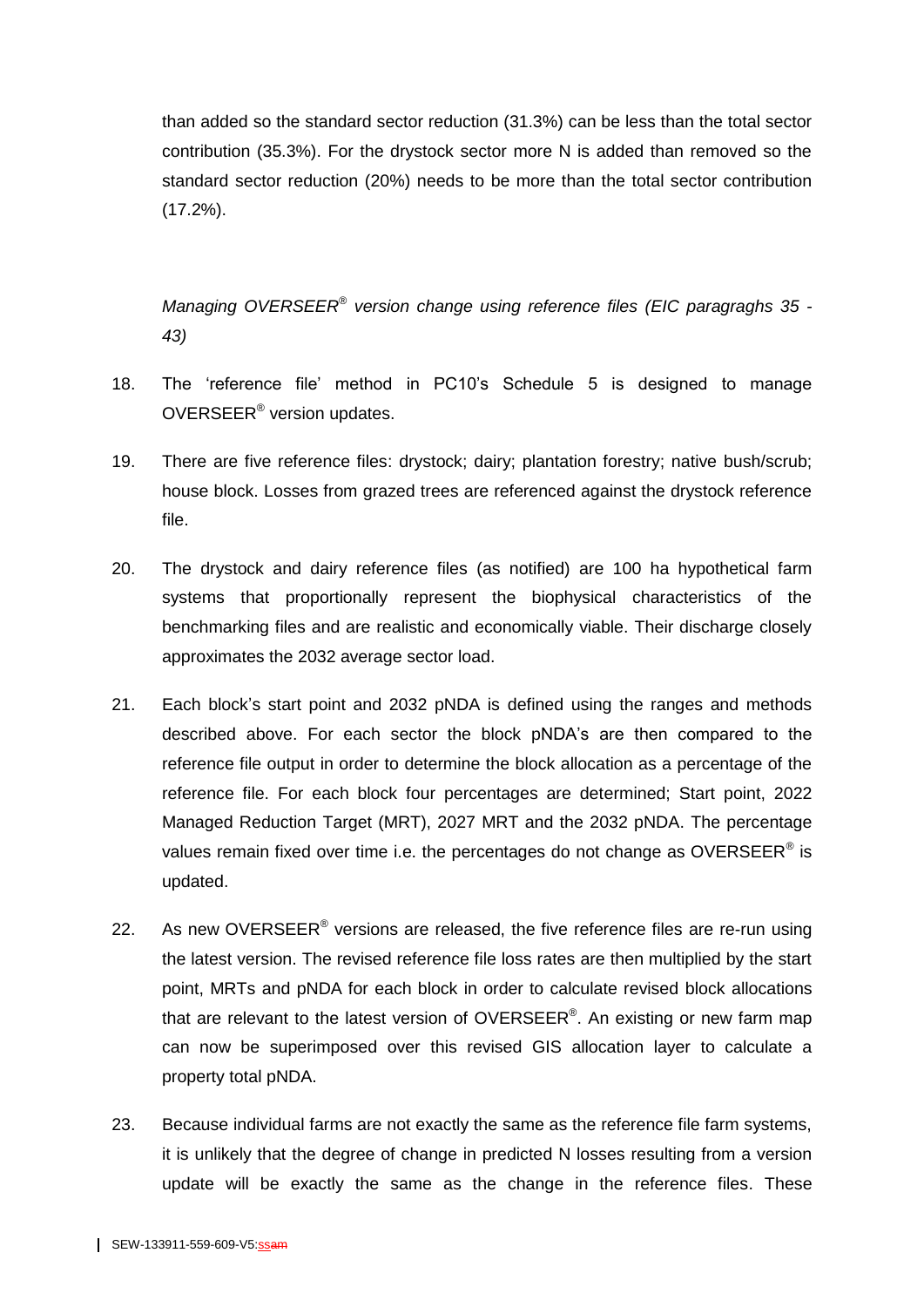than added so the standard sector reduction (31.3%) can be less than the total sector contribution (35.3%). For the drystock sector more N is added than removed so the standard sector reduction (20%) needs to be more than the total sector contribution (17.2%).

*Managing OVERSEER® version change using reference files (EIC paragraghs 35 - 43)*

18. The 'reference file' method in PC10's Schedule 5 is designed to manage OVERSEER® version updates.

19. There are five reference files: drystock; dairy; plantation forestry; native bush/scrub; house block. Losses from grazed trees are referenced against the drystock reference file.

20. The drystock and dairy reference files (as notified) are 100 ha hypothetical farm systems that proportionally represent the biophysical characteristics of the benchmarking files and are realistic and economically viable. Their discharge closely approximates the 2032 average sector load.

21. Each block's start point and 2032 pNDA is defined using the ranges and methods described above. For each sector the block pNDA's are then compared to the reference file output in order to determine the block allocation as a percentage of the reference file. For each block four percentages are determined; Start point, 2022 Managed Reduction Target (MRT), 2027 MRT and the 2032 pNDA. The percentage values remain fixed over time i.e. the percentages do not change as OVERSEER® is updated.

22. As new OVERSEER® versions are released, the five reference files are re-run using the latest version. The revised reference file loss rates are then multiplied by the start point, MRTs and pNDA for each block in order to calculate revised block allocations that are relevant to the latest version of OVERSEER®. An existing or new farm map can now be superimposed over this revised GIS allocation layer to calculate a property total pNDA.

23. Because individual farms are not exactly the same as the reference file farm systems, it is unlikely that the degree of change in predicted N losses resulting from a version update will be exactly the same as the change in the reference files. These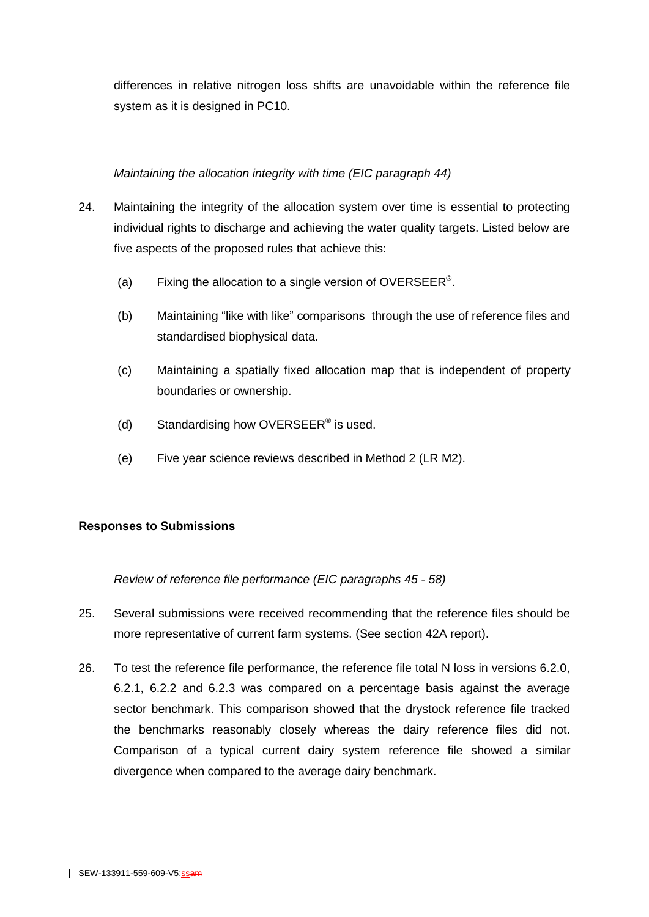differences in relative nitrogen loss shifts are unavoidable within the reference file system as it is designed in PC10.

*Maintaining the allocation integrity with time (EIC paragraph 44)*

24. Maintaining the integrity of the allocation system over time is essential to protecting individual rights to discharge and achieving the water quality targets. Listed below are five aspects of the proposed rules that achieve this:

    (a) Fixing the allocation to a single version of OVERSEER®.

    (b) Maintaining "like with like" comparisons through the use of reference files and standardised biophysical data.

    (c) Maintaining a spatially fixed allocation map that is independent of property boundaries or ownership.

    (d) Standardising how OVERSEER® is used.

    (e) Five year science reviews described in Method 2 (LR M2).

**Responses to Submissions**

*Review of reference file performance (EIC paragraphs 45 - 58)*

25. Several submissions were received recommending that the reference files should be more representative of current farm systems. (See section 42A report).

26. To test the reference file performance, the reference file total N loss in versions 6.2.0, 6.2.1, 6.2.2 and 6.2.3 was compared on a percentage basis against the average sector benchmark. This comparison showed that the drystock reference file tracked the benchmarks reasonably closely whereas the dairy reference files did not. Comparison of a typical current dairy system reference file showed a similar divergence when compared to the average dairy benchmark.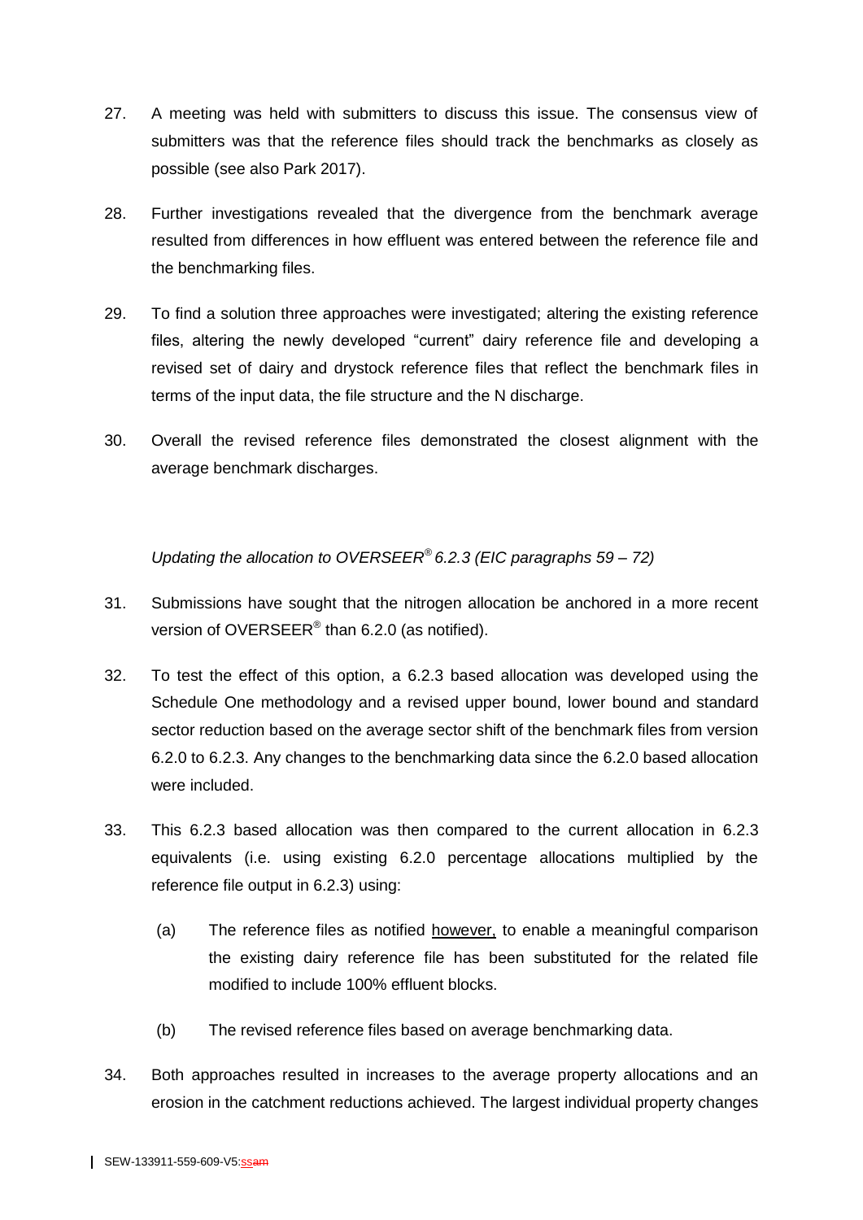27. A meeting was held with submitters to discuss this issue. The consensus view of submitters was that the reference files should track the benchmarks as closely as possible (see also Park 2017).

28. Further investigations revealed that the divergence from the benchmark average resulted from differences in how effluent was entered between the reference file and the benchmarking files.

29. To find a solution three approaches were investigated; altering the existing reference files, altering the newly developed "current" dairy reference file and developing a revised set of dairy and drystock reference files that reflect the benchmark files in terms of the input data, the file structure and the N discharge.

30. Overall the revised reference files demonstrated the closest alignment with the average benchmark discharges.

*Updating the allocation to OVERSEER® 6.2.3 (EIC paragraphs 59 – 72)*

31. Submissions have sought that the nitrogen allocation be anchored in a more recent version of OVERSEER® than 6.2.0 (as notified).

32. To test the effect of this option, a 6.2.3 based allocation was developed using the Schedule One methodology and a revised upper bound, lower bound and standard sector reduction based on the average sector shift of the benchmark files from version 6.2.0 to 6.2.3. Any changes to the benchmarking data since the 6.2.0 based allocation were included.

33. This 6.2.3 based allocation was then compared to the current allocation in 6.2.3 equivalents (i.e. using existing 6.2.0 percentage allocations multiplied by the reference file output in 6.2.3) using:

    (a) The reference files as notified however, to enable a meaningful comparison the existing dairy reference file has been substituted for the related file modified to include 100% effluent blocks.

    (b) The revised reference files based on average benchmarking data.

34. Both approaches resulted in increases to the average property allocations and an erosion in the catchment reductions achieved. The largest individual property changes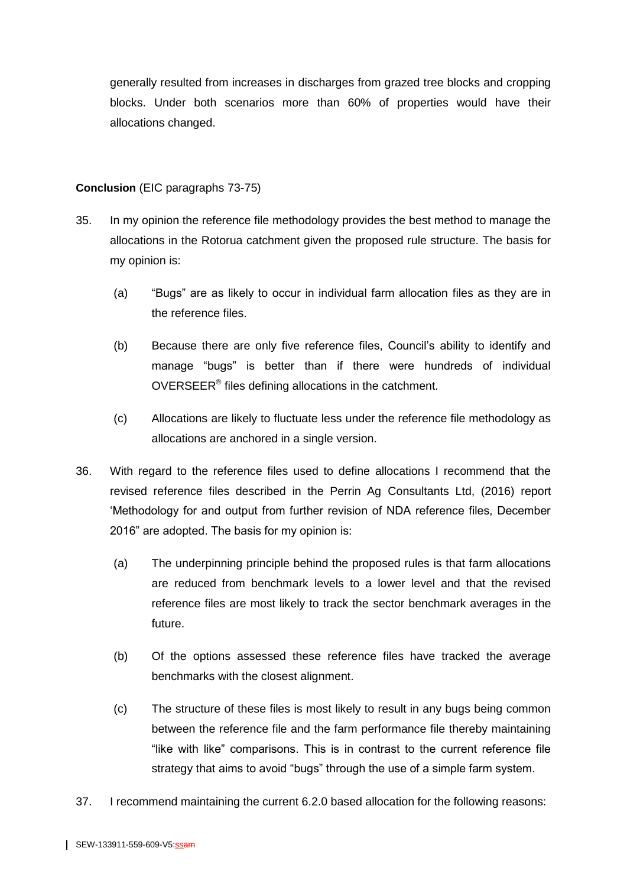generally resulted from increases in discharges from grazed tree blocks and cropping blocks. Under both scenarios more than 60% of properties would have their allocations changed.

**Conclusion** (EIC paragraphs 73-75)

35. In my opinion the reference file methodology provides the best method to manage the allocations in the Rotorua catchment given the proposed rule structure. The basis for my opinion is:

    (a) "Bugs" are as likely to occur in individual farm allocation files as they are in the reference files.

    (b) Because there are only five reference files, Council's ability to identify and manage "bugs" is better than if there were hundreds of individual OVERSEER® files defining allocations in the catchment.

    (c) Allocations are likely to fluctuate less under the reference file methodology as allocations are anchored in a single version.

36. With regard to the reference files used to define allocations I recommend that the revised reference files described in the Perrin Ag Consultants Ltd, (2016) report 'Methodology for and output from further revision of NDA reference files, December 2016" are adopted. The basis for my opinion is:

    (a) The underpinning principle behind the proposed rules is that farm allocations are reduced from benchmark levels to a lower level and that the revised reference files are most likely to track the sector benchmark averages in the future.

    (b) Of the options assessed these reference files have tracked the average benchmarks with the closest alignment.

    (c) The structure of these files is most likely to result in any bugs being common between the reference file and the farm performance file thereby maintaining "like with like" comparisons. This is in contrast to the current reference file strategy that aims to avoid "bugs" through the use of a simple farm system.

37. I recommend maintaining the current 6.2.0 based allocation for the following reasons: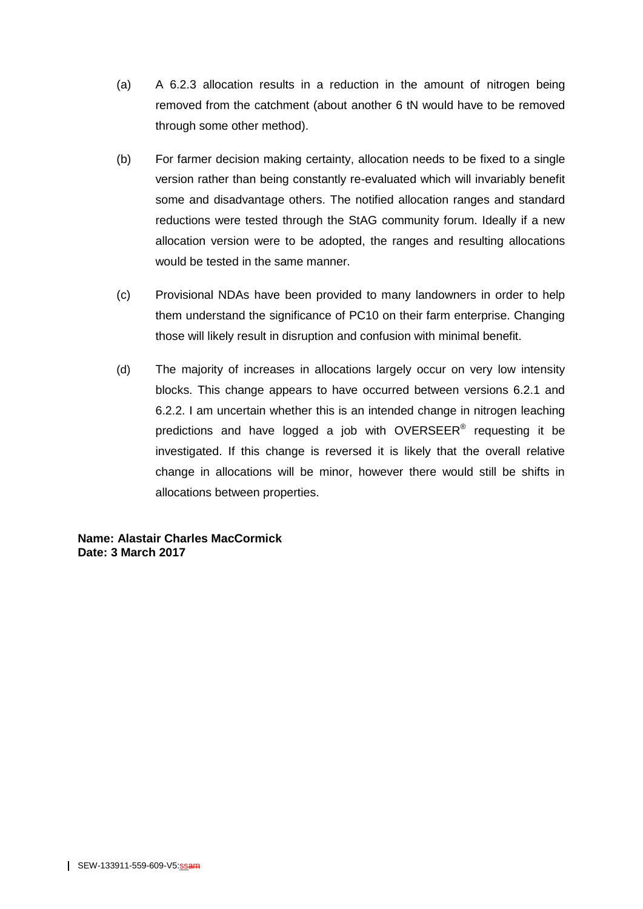(a) A 6.2.3 allocation results in a reduction in the amount of nitrogen being removed from the catchment (about another 6 tN would have to be removed through some other method).

(b) For farmer decision making certainty, allocation needs to be fixed to a single version rather than being constantly re-evaluated which will invariably benefit some and disadvantage others. The notified allocation ranges and standard reductions were tested through the StAG community forum. Ideally if a new allocation version were to be adopted, the ranges and resulting allocations would be tested in the same manner.

(c) Provisional NDAs have been provided to many landowners in order to help them understand the significance of PC10 on their farm enterprise. Changing those will likely result in disruption and confusion with minimal benefit.

(d) The majority of increases in allocations largely occur on very low intensity blocks. This change appears to have occurred between versions 6.2.1 and 6.2.2. I am uncertain whether this is an intended change in nitrogen leaching predictions and have logged a job with OVERSEER® requesting it be investigated. If this change is reversed it is likely that the overall relative change in allocations will be minor, however there would still be shifts in allocations between properties.

**Name: Alastair Charles MacCormick**
**Date: 3 March 2017**